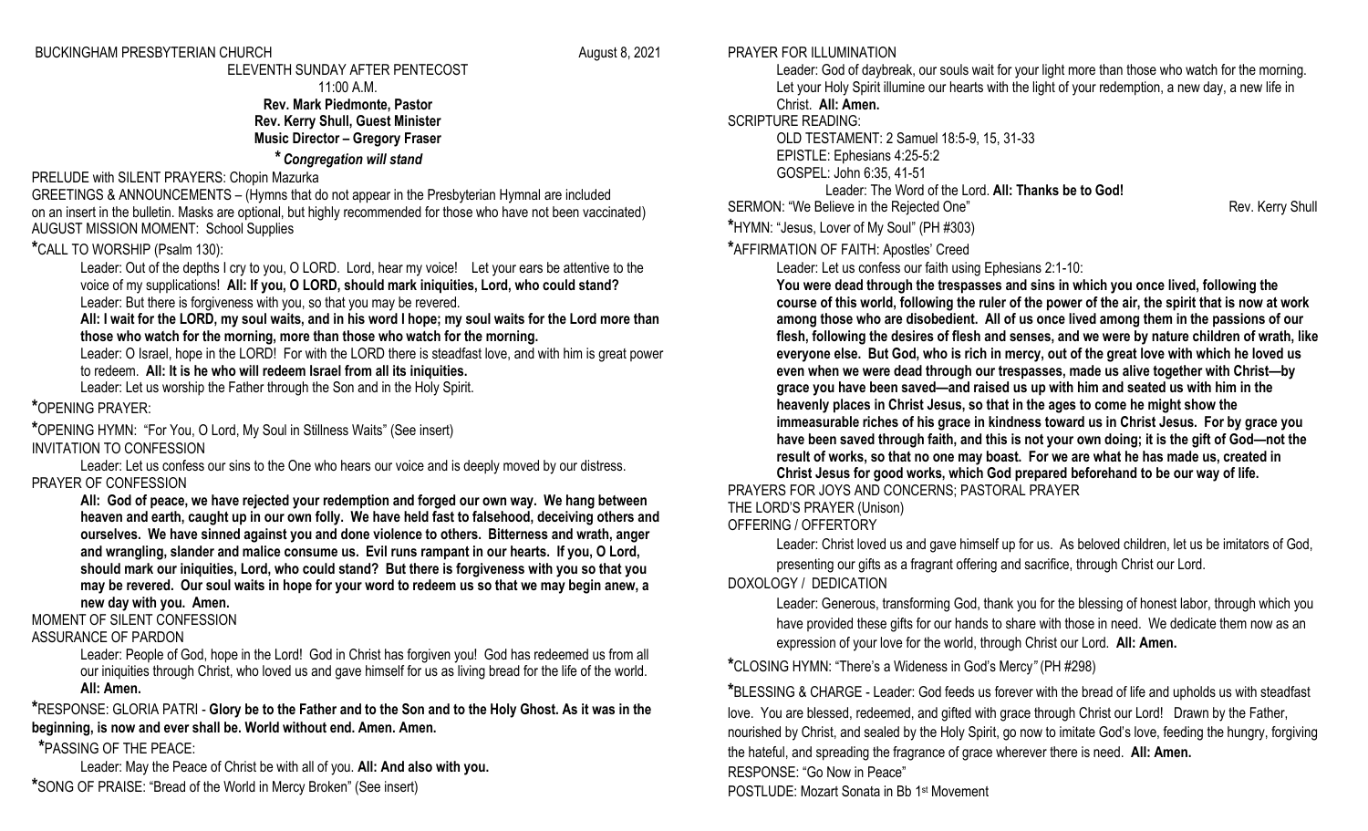BUCKINGHAM PRESBYTERIAN CHURCH August 8, 2021

ELEVENTH SUNDAY AFTER PENTECOST

11:00 A.M.

**Rev. Mark Piedmonte, Pastor**

**Rev. Kerry Shull, Guest Minister**

**Music Director – Gregory Fraser**

***\* Congregation will stand***

PRELUDE with SILENT PRAYERS: Chopin Mazurka

GREETINGS & ANNOUNCEMENTS – (Hymns that do not appear in the Presbyterian Hymnal are included on an insert in the bulletin. Masks are optional, but highly recommended for those who have not been vaccinated)

AUGUST MISSION MOMENT: School Supplies

**\***CALL TO WORSHIP (Psalm 130):

Leader: Out of the depths I cry to you, O LORD. Lord, hear my voice! Let your ears be attentive to the voice of my supplications! **All: If you, O LORD, should mark iniquities, Lord, who could stand?**

Leader: But there is forgiveness with you, so that you may be revered.

**All: I wait for the LORD, my soul waits, and in his word I hope; my soul waits for the Lord more than those who watch for the morning, more than those who watch for the morning.**

Leader: O Israel, hope in the LORD! For with the LORD there is steadfast love, and with him is great power to redeem. **All: It is he who will redeem Israel from all its iniquities.**

Leader: Let us worship the Father through the Son and in the Holy Spirit.

**\***OPENING PRAYER:

**\***OPENING HYMN: "For You, O Lord, My Soul in Stillness Waits" (See insert)

INVITATION TO CONFESSION

Leader: Let us confess our sins to the One who hears our voice and is deeply moved by our distress.

PRAYER OF CONFESSION

**All: God of peace, we have rejected your redemption and forged our own way. We hang between heaven and earth, caught up in our own folly. We have held fast to falsehood, deceiving others and ourselves. We have sinned against you and done violence to others. Bitterness and wrath, anger and wrangling, slander and malice consume us. Evil runs rampant in our hearts. If you, O Lord, should mark our iniquities, Lord, who could stand? But there is forgiveness with you so that you may be revered. Our soul waits in hope for your word to redeem us so that we may begin anew, a new day with you. Amen.**

MOMENT OF SILENT CONFESSION

ASSURANCE OF PARDON

Leader: People of God, hope in the Lord! God in Christ has forgiven you! God has redeemed us from all our iniquities through Christ, who loved us and gave himself for us as living bread for the life of the world. **All: Amen.**

**\***RESPONSE: GLORIA PATRI - **Glory be to the Father and to the Son and to the Holy Ghost. As it was in the beginning, is now and ever shall be. World without end. Amen. Amen.**

**\***PASSING OF THE PEACE:

Leader: May the Peace of Christ be with all of you. **All: And also with you.**

**\***SONG OF PRAISE: "Bread of the World in Mercy Broken" (See insert)

PRAYER FOR ILLUMINATION

Leader: God of daybreak, our souls wait for your light more than those who watch for the morning. Let your Holy Spirit illumine our hearts with the light of your redemption, a new day, a new life in Christ. **All: Amen.**

SCRIPTURE READING:

OLD TESTAMENT: 2 Samuel 18:5-9, 15, 31-33

EPISTLE: Ephesians 4:25-5:2

GOSPEL: John 6:35, 41-51

Leader: The Word of the Lord. **All: Thanks be to God!**

SERMON: "We Believe in the Rejected One" Rev. Kerry Shull

**\***HYMN: "Jesus, Lover of My Soul" (PH #303)

**\***AFFIRMATION OF FAITH: Apostles' Creed

Leader: Let us confess our faith using Ephesians 2:1-10:

**You were dead through the trespasses and sins in which you once lived, following the course of this world, following the ruler of the power of the air, the spirit that is now at work among those who are disobedient. All of us once lived among them in the passions of our flesh, following the desires of flesh and senses, and we were by nature children of wrath, like everyone else. But God, who is rich in mercy, out of the great love with which he loved us even when we were dead through our trespasses, made us alive together with Christ—by grace you have been saved—and raised us up with him and seated us with him in the heavenly places in Christ Jesus, so that in the ages to come he might show the immeasurable riches of his grace in kindness toward us in Christ Jesus. For by grace you have been saved through faith, and this is not your own doing; it is the gift of God—not the result of works, so that no one may boast. For we are what he has made us, created in Christ Jesus for good works, which God prepared beforehand to be our way of life.**

PRAYERS FOR JOYS AND CONCERNS; PASTORAL PRAYER

THE LORD'S PRAYER (Unison)

OFFERING / OFFERTORY

Leader: Christ loved us and gave himself up for us. As beloved children, let us be imitators of God, presenting our gifts as a fragrant offering and sacrifice, through Christ our Lord.

DOXOLOGY / DEDICATION

Leader: Generous, transforming God, thank you for the blessing of honest labor, through which you have provided these gifts for our hands to share with those in need. We dedicate them now as an expression of your love for the world, through Christ our Lord. **All: Amen.**

**\***CLOSING HYMN: "There's a Wideness in God's Mercy" (PH #298)

**\***BLESSING & CHARGE - Leader: God feeds us forever with the bread of life and upholds us with steadfast love. You are blessed, redeemed, and gifted with grace through Christ our Lord! Drawn by the Father, nourished by Christ, and sealed by the Holy Spirit, go now to imitate God's love, feeding the hungry, forgiving the hateful, and spreading the fragrance of grace wherever there is need. **All: Amen.**

RESPONSE: "Go Now in Peace"

POSTLUDE: Mozart Sonata in Bb 1st Movement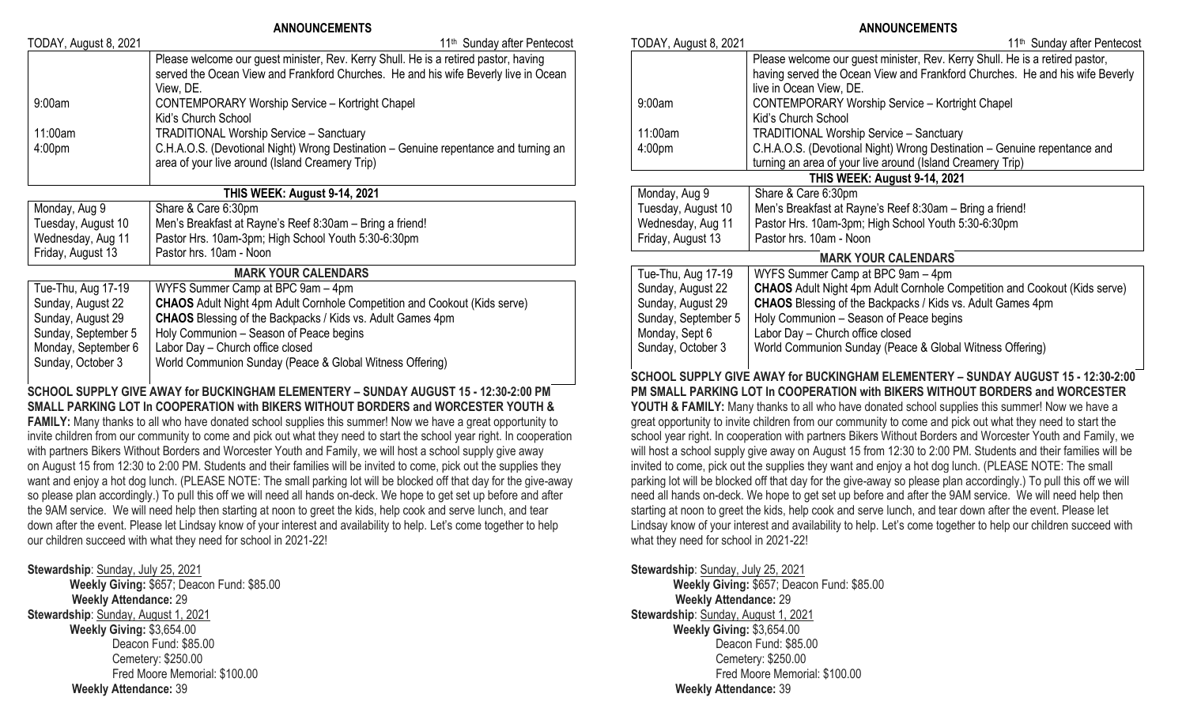## ANNOUNCEMENTS

TODAY, August 8, 2021 — 11th Sunday after Pentecost

| | |
|---|---|
| | Please welcome our guest minister, Rev. Kerry Shull. He is a retired pastor, having served the Ocean View and Frankford Churches. He and his wife Beverly live in Ocean View, DE. |
| 9:00am | CONTEMPORARY Worship Service – Kortright Chapel<br>Kid's Church School |
| 11:00am | TRADITIONAL Worship Service – Sanctuary |
| 4:00pm | C.H.A.O.S. (Devotional Night) Wrong Destination – Genuine repentance and turning an area of your live around (Island Creamery Trip) |

### THIS WEEK: August 9-14, 2021

| | |
|---|---|
| Monday, Aug 9 | Share & Care 6:30pm |
| Tuesday, August 10 | Men's Breakfast at Rayne's Reef 8:30am – Bring a friend! |
| Wednesday, Aug 11 | Pastor Hrs. 10am-3pm; High School Youth 5:30-6:30pm |
| Friday, August 13 | Pastor hrs. 10am - Noon |

### MARK YOUR CALENDARS

| | |
|---|---|
| Tue-Thu, Aug 17-19 | WYFS Summer Camp at BPC 9am – 4pm |
| Sunday, August 22 | **CHAOS** Adult Night 4pm Adult Cornhole Competition and Cookout (Kids serve) |
| Sunday, August 29 | **CHAOS** Blessing of the Backpacks / Kids vs. Adult Games 4pm |
| Sunday, September 5 | Holy Communion – Season of Peace begins |
| Monday, September 6 | Labor Day – Church office closed |
| Sunday, October 3 | World Communion Sunday (Peace & Global Witness Offering) |

**SCHOOL SUPPLY GIVE AWAY for BUCKINGHAM ELEMENTERY – SUNDAY AUGUST 15 - 12:30-2:00 PM SMALL PARKING LOT In COOPERATION with BIKERS WITHOUT BORDERS and WORCESTER YOUTH & FAMILY:** Many thanks to all who have donated school supplies this summer! Now we have a great opportunity to invite children from our community to come and pick out what they need to start the school year right. In cooperation with partners Bikers Without Borders and Worcester Youth and Family, we will host a school supply give away on August 15 from 12:30 to 2:00 PM. Students and their families will be invited to come, pick out the supplies they want and enjoy a hot dog lunch. (PLEASE NOTE: The small parking lot will be blocked off that day for the give-away so please plan accordingly.) To pull this off we will need all hands on-deck. We hope to get set up before and after the 9AM service. We will need help then starting at noon to greet the kids, help cook and serve lunch, and tear down after the event. Please let Lindsay know of your interest and availability to help. Let's come together to help our children succeed with what they need for school in 2021-22!

**Stewardship**: Sunday, July 25, 2021
**Weekly Giving:** $657; Deacon Fund: $85.00
**Weekly Attendance:** 29

**Stewardship**: Sunday, August 1, 2021
**Weekly Giving:** $3,654.00
Deacon Fund: $85.00
Cemetery: $250.00
Fred Moore Memorial: $100.00
**Weekly Attendance:** 39

## ANNOUNCEMENTS

TODAY, August 8, 2021 — 11th Sunday after Pentecost

| | |
|---|---|
| | Please welcome our guest minister, Rev. Kerry Shull. He is a retired pastor, having served the Ocean View and Frankford Churches. He and his wife Beverly live in Ocean View, DE. |
| 9:00am | CONTEMPORARY Worship Service – Kortright Chapel<br>Kid's Church School |
| 11:00am | TRADITIONAL Worship Service – Sanctuary |
| 4:00pm | C.H.A.O.S. (Devotional Night) Wrong Destination – Genuine repentance and turning an area of your live around (Island Creamery Trip) |

### THIS WEEK: August 9-14, 2021

| | |
|---|---|
| Monday, Aug 9 | Share & Care 6:30pm |
| Tuesday, August 10 | Men's Breakfast at Rayne's Reef 8:30am – Bring a friend! |
| Wednesday, Aug 11 | Pastor Hrs. 10am-3pm; High School Youth 5:30-6:30pm |
| Friday, August 13 | Pastor hrs. 10am - Noon |

### MARK YOUR CALENDARS

| | |
|---|---|
| Tue-Thu, Aug 17-19 | WYFS Summer Camp at BPC 9am – 4pm |
| Sunday, August 22 | **CHAOS** Adult Night 4pm Adult Cornhole Competition and Cookout (Kids serve) |
| Sunday, August 29 | **CHAOS** Blessing of the Backpacks / Kids vs. Adult Games 4pm |
| Sunday, September 5 | Holy Communion – Season of Peace begins |
| Monday, Sept 6 | Labor Day – Church office closed |
| Sunday, October 3 | World Communion Sunday (Peace & Global Witness Offering) |

**SCHOOL SUPPLY GIVE AWAY for BUCKINGHAM ELEMENTERY – SUNDAY AUGUST 15 - 12:30-2:00 PM SMALL PARKING LOT In COOPERATION with BIKERS WITHOUT BORDERS and WORCESTER YOUTH & FAMILY:** Many thanks to all who have donated school supplies this summer! Now we have a great opportunity to invite children from our community to come and pick out what they need to start the school year right. In cooperation with partners Bikers Without Borders and Worcester Youth and Family, we will host a school supply give away on August 15 from 12:30 to 2:00 PM. Students and their families will be invited to come, pick out the supplies they want and enjoy a hot dog lunch. (PLEASE NOTE: The small parking lot will be blocked off that day for the give-away so please plan accordingly.) To pull this off we will need all hands on-deck. We hope to get set up before and after the 9AM service. We will need help then starting at noon to greet the kids, help cook and serve lunch, and tear down after the event. Please let Lindsay know of your interest and availability to help. Let's come together to help our children succeed with what they need for school in 2021-22!

**Stewardship**: Sunday, July 25, 2021
**Weekly Giving:** $657; Deacon Fund: $85.00
**Weekly Attendance:** 29

**Stewardship**: Sunday, August 1, 2021
**Weekly Giving:** $3,654.00
Deacon Fund: $85.00
Cemetery: $250.00
Fred Moore Memorial: $100.00
**Weekly Attendance:** 39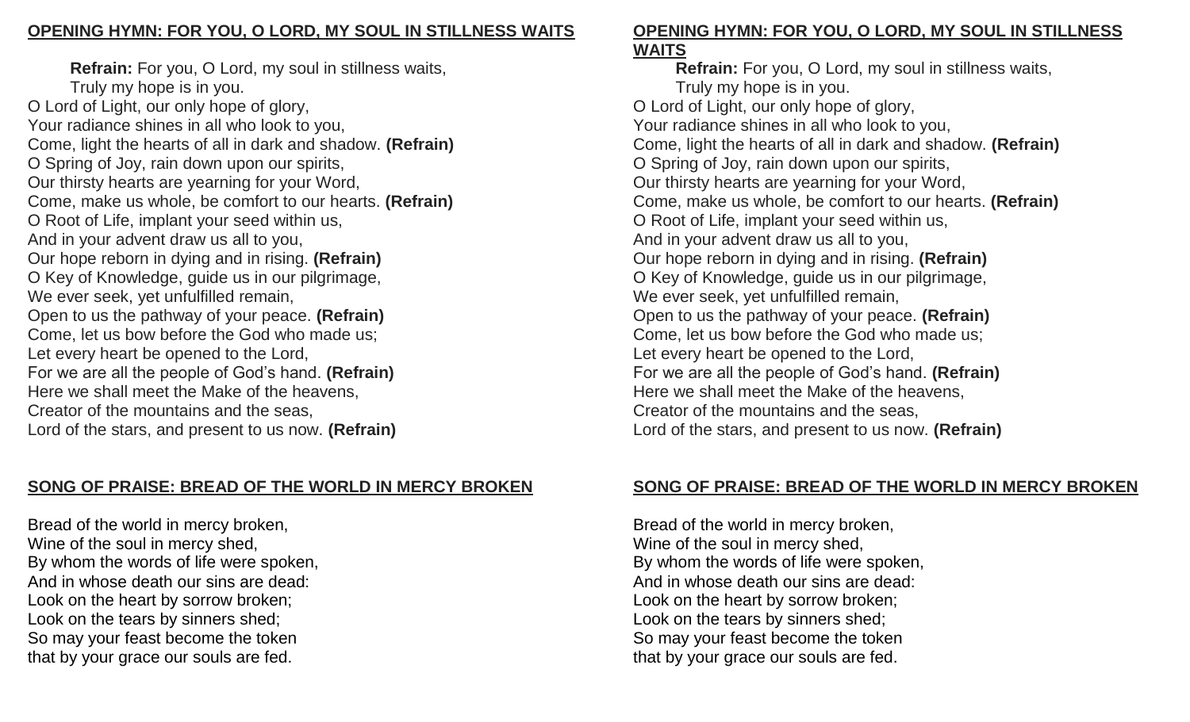## OPENING HYMN: FOR YOU, O LORD, MY SOUL IN STILLNESS WAITS

**Refrain:** For you, O Lord, my soul in stillness waits,
Truly my hope is in you.

O Lord of Light, our only hope of glory,
Your radiance shines in all who look to you,
Come, light the hearts of all in dark and shadow. **(Refrain)**

O Spring of Joy, rain down upon our spirits,
Our thirsty hearts are yearning for your Word,
Come, make us whole, be comfort to our hearts. **(Refrain)**

O Root of Life, implant your seed within us,
And in your advent draw us all to you,
Our hope reborn in dying and in rising. **(Refrain)**

O Key of Knowledge, guide us in our pilgrimage,
We ever seek, yet unfulfilled remain,
Open to us the pathway of your peace. **(Refrain)**

Come, let us bow before the God who made us;
Let every heart be opened to the Lord,
For we are all the people of God's hand. **(Refrain)**

Here we shall meet the Make of the heavens,
Creator of the mountains and the seas,
Lord of the stars, and present to us now. **(Refrain)**

## SONG OF PRAISE: BREAD OF THE WORLD IN MERCY BROKEN

Bread of the world in mercy broken,
Wine of the soul in mercy shed,
By whom the words of life were spoken,
And in whose death our sins are dead:
Look on the heart by sorrow broken;
Look on the tears by sinners shed;
So may your feast become the token
that by your grace our souls are fed.

## OPENING HYMN: FOR YOU, O LORD, MY SOUL IN STILLNESS WAITS

**Refrain:** For you, O Lord, my soul in stillness waits,
Truly my hope is in you.

O Lord of Light, our only hope of glory,
Your radiance shines in all who look to you,
Come, light the hearts of all in dark and shadow. **(Refrain)**

O Spring of Joy, rain down upon our spirits,
Our thirsty hearts are yearning for your Word,
Come, make us whole, be comfort to our hearts. **(Refrain)**

O Root of Life, implant your seed within us,
And in your advent draw us all to you,
Our hope reborn in dying and in rising. **(Refrain)**

O Key of Knowledge, guide us in our pilgrimage,
We ever seek, yet unfulfilled remain,
Open to us the pathway of your peace. **(Refrain)**

Come, let us bow before the God who made us;
Let every heart be opened to the Lord,
For we are all the people of God's hand. **(Refrain)**

Here we shall meet the Make of the heavens,
Creator of the mountains and the seas,
Lord of the stars, and present to us now. **(Refrain)**

## SONG OF PRAISE: BREAD OF THE WORLD IN MERCY BROKEN

Bread of the world in mercy broken,
Wine of the soul in mercy shed,
By whom the words of life were spoken,
And in whose death our sins are dead:
Look on the heart by sorrow broken;
Look on the tears by sinners shed;
So may your feast become the token
that by your grace our souls are fed.